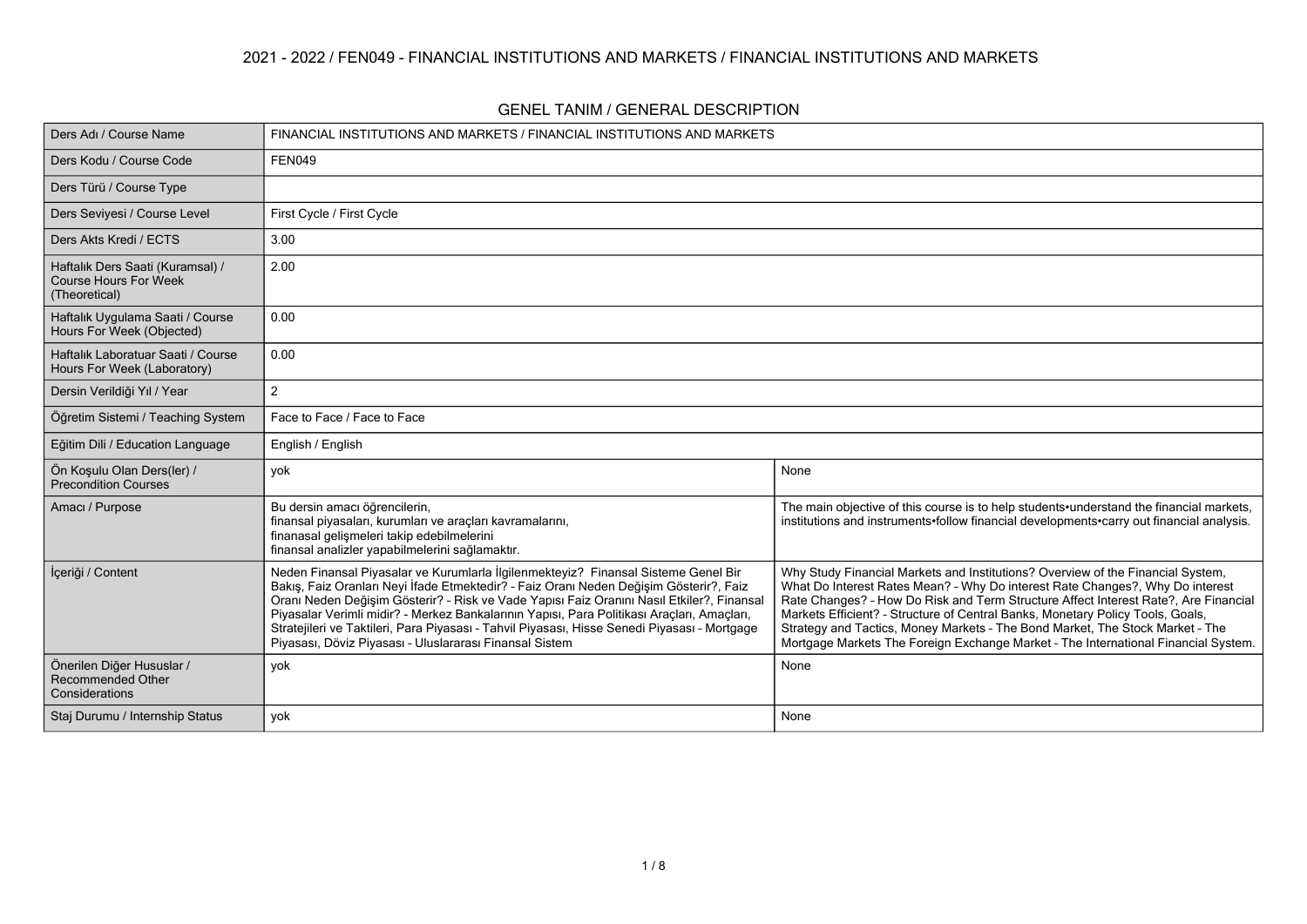# 2021 - 2022 / FEN049 - FINANCIAL INSTITUTIONS AND MARKETS / FINANCIAL INSTITUTIONS AND MARKETS

## GENEL TANIM / GENERAL DESCRIPTION

| | | |
|---|---|---|
| Ders Adı / Course Name | FINANCIAL INSTITUTIONS AND MARKETS / FINANCIAL INSTITUTIONS AND MARKETS | |
| Ders Kodu / Course Code | FEN049 | |
| Ders Türü / Course Type | | |
| Ders Seviyesi / Course Level | First Cycle / First Cycle | |
| Ders Akts Kredi / ECTS | 3.00 | |
| Haftalık Ders Saati (Kuramsal) / Course Hours For Week (Theoretical) | 2.00 | |
| Haftalık Uygulama Saati / Course Hours For Week (Objected) | 0.00 | |
| Haftalık Laboratuar Saati / Course Hours For Week (Laboratory) | 0.00 | |
| Dersin Verildiği Yıl / Year | 2 | |
| Öğretim Sistemi / Teaching System | Face to Face / Face to Face | |
| Eğitim Dili / Education Language | English / English | |
| Ön Koşulu Olan Ders(ler) / Precondition Courses | yok | None |
| Amacı / Purpose | Bu dersin amacı öğrencilerin, finansal piyasaları, kurumları ve araçları kavramalarını, finanasal gelişmeleri takip edebilmelerini finansal analizler yapabilmelerini sağlamaktır. | The main objective of this course is to help students•understand the financial markets, institutions and instruments•follow financial developments•carry out financial analysis. |
| İçeriği / Content | Neden Finansal Piyasalar ve Kurumlarla İlgilenmekteyiz? Finansal Sisteme Genel Bir Bakış, Faiz Oranları Neyi İfade Etmektedir? - Faiz Oranı Neden Değişim Gösterir?, Faiz Oranı Neden Değişim Gösterir? - Risk ve Vade Yapısı Faiz Oranını Nasıl Etkiler?, Finansal Piyasalar Verimli midir? - Merkez Bankalarının Yapısı, Para Politikası Araçları, Amaçları, Stratejileri ve Taktileri, Para Piyasası - Tahvil Piyasası, Hisse Senedi Piyasası - Mortgage Piyasası, Döviz Piyasası - Uluslararası Finansal Sistem | Why Study Financial Markets and Institutions? Overview of the Financial System, What Do Interest Rates Mean? - Why Do interest Rate Changes?, Why Do interest Rate Changes? - How Do Risk and Term Structure Affect Interest Rate?, Are Financial Markets Efficient? - Structure of Central Banks, Monetary Policy Tools, Goals, Strategy and Tactics, Money Markets - The Bond Market, The Stock Market - The Mortgage Markets The Foreign Exchange Market - The International Financial System. |
| Önerilen Diğer Hususlar / Recommended Other Considerations | yok | None |
| Staj Durumu / Internship Status | yok | None |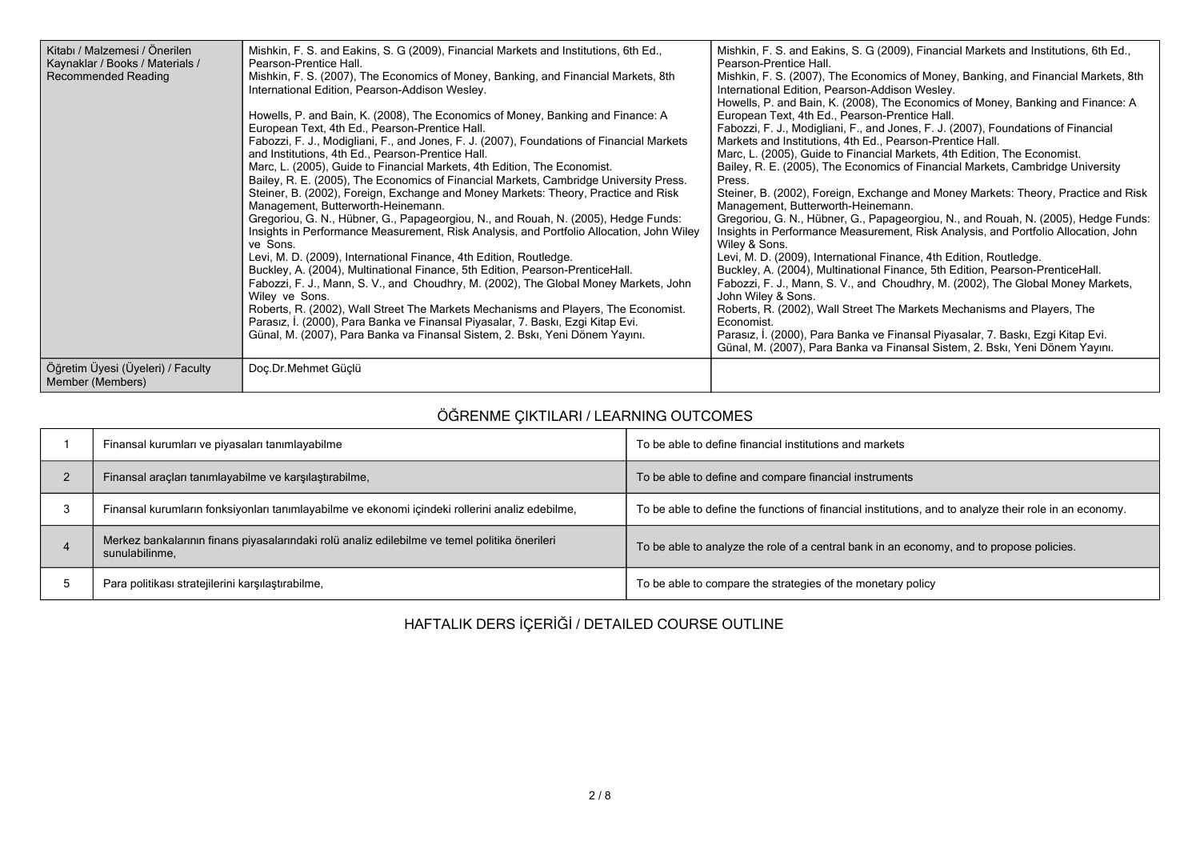| Kitabı / Malzemesi / Önerilen Kaynaklar / Books / Materials / Recommended Reading | Mishkin, F. S. and Eakins, S. G (2009), Financial Markets and Institutions, 6th Ed., Pearson-Prentice Hall.<br>Mishkin, F. S. (2007), The Economics of Money, Banking, and Financial Markets, 8th International Edition, Pearson-Addison Wesley.<br><br>Howells, P. and Bain, K. (2008), The Economics of Money, Banking and Finance: A European Text, 4th Ed., Pearson-Prentice Hall.<br>Fabozzi, F. J., Modigliani, F., and Jones, F. J. (2007), Foundations of Financial Markets and Institutions, 4th Ed., Pearson-Prentice Hall.<br>Marc, L. (2005), Guide to Financial Markets, 4th Edition, The Economist.<br>Bailey, R. E. (2005), The Economics of Financial Markets, Cambridge University Press.<br>Steiner, B. (2002), Foreign, Exchange and Money Markets: Theory, Practice and Risk Management, Butterworth-Heinemann.<br>Gregoriou, G. N., Hübner, G., Papageorgiou, N., and Rouah, N. (2005), Hedge Funds: Insights in Performance Measurement, Risk Analysis, and Portfolio Allocation, John Wiley ve Sons.<br>Levi, M. D. (2009), International Finance, 4th Edition, Routledge.<br>Buckley, A. (2004), Multinational Finance, 5th Edition, Pearson-PrenticeHall.<br>Fabozzi, F. J., Mann, S. V., and Choudhry, M. (2002), The Global Money Markets, John Wiley ve Sons.<br>Roberts, R. (2002), Wall Street The Markets Mechanisms and Players, The Economist.<br>Parasız, İ. (2000), Para Banka ve Finansal Piyasalar, 7. Baskı, Ezgi Kitap Evi.<br>Günal, M. (2007), Para Banka va Finansal Sistem, 2. Bskı, Yeni Dönem Yayını. | Mishkin, F. S. and Eakins, S. G (2009), Financial Markets and Institutions, 6th Ed., Pearson-Prentice Hall.<br>Mishkin, F. S. (2007), The Economics of Money, Banking, and Financial Markets, 8th International Edition, Pearson-Addison Wesley.<br>Howells, P. and Bain, K. (2008), The Economics of Money, Banking and Finance: A European Text, 4th Ed., Pearson-Prentice Hall.<br>Fabozzi, F. J., Modigliani, F., and Jones, F. J. (2007), Foundations of Financial Markets and Institutions, 4th Ed., Pearson-Prentice Hall.<br>Marc, L. (2005), Guide to Financial Markets, 4th Edition, The Economist.<br>Bailey, R. E. (2005), The Economics of Financial Markets, Cambridge University Press.<br>Steiner, B. (2002), Foreign, Exchange and Money Markets: Theory, Practice and Risk Management, Butterworth-Heinemann.<br>Gregoriou, G. N., Hübner, G., Papageorgiou, N., and Rouah, N. (2005), Hedge Funds: Insights in Performance Measurement, Risk Analysis, and Portfolio Allocation, John Wiley & Sons.<br>Levi, M. D. (2009), International Finance, 4th Edition, Routledge.<br>Buckley, A. (2004), Multinational Finance, 5th Edition, Pearson-PrenticeHall.<br>Fabozzi, F. J., Mann, S. V., and Choudhry, M. (2002), The Global Money Markets, John Wiley & Sons.<br>Roberts, R. (2002), Wall Street The Markets Mechanisms and Players, The Economist.<br>Parasız, İ. (2000), Para Banka ve Finansal Piyasalar, 7. Baskı, Ezgi Kitap Evi.<br>Günal, M. (2007), Para Banka va Finansal Sistem, 2. Bskı, Yeni Dönem Yayını. |
|---|---|---|
| Öğretim Üyesi (Üyeleri) / Faculty Member (Members) | Doç.Dr.Mehmet Güçlü | |

## ÖĞRENME ÇIKTILARI / LEARNING OUTCOMES

| | | |
|---|---|---|
| 1 | Finansal kurumları ve piyasaları tanımlayabilme | To be able to define financial institutions and markets |
| 2 | Finansal araçları tanımlayabilme ve karşılaştırabilme, | To be able to define and compare financial instruments |
| 3 | Finansal kurumların fonksiyonları tanımlayabilme ve ekonomi içindeki rollerini analiz edebilme, | To be able to define the functions of financial institutions, and to analyze their role in an economy. |
| 4 | Merkez bankalarının finans piyasalarındaki rolü analiz edilebilme ve temel politika önerileri sunulabilinme, | To be able to analyze the role of a central bank in an economy, and to propose policies. |
| 5 | Para politikası stratejilerini karşılaştırabilme, | To be able to compare the strategies of the monetary policy |

## HAFTALIK DERS İÇERİĞİ / DETAILED COURSE OUTLINE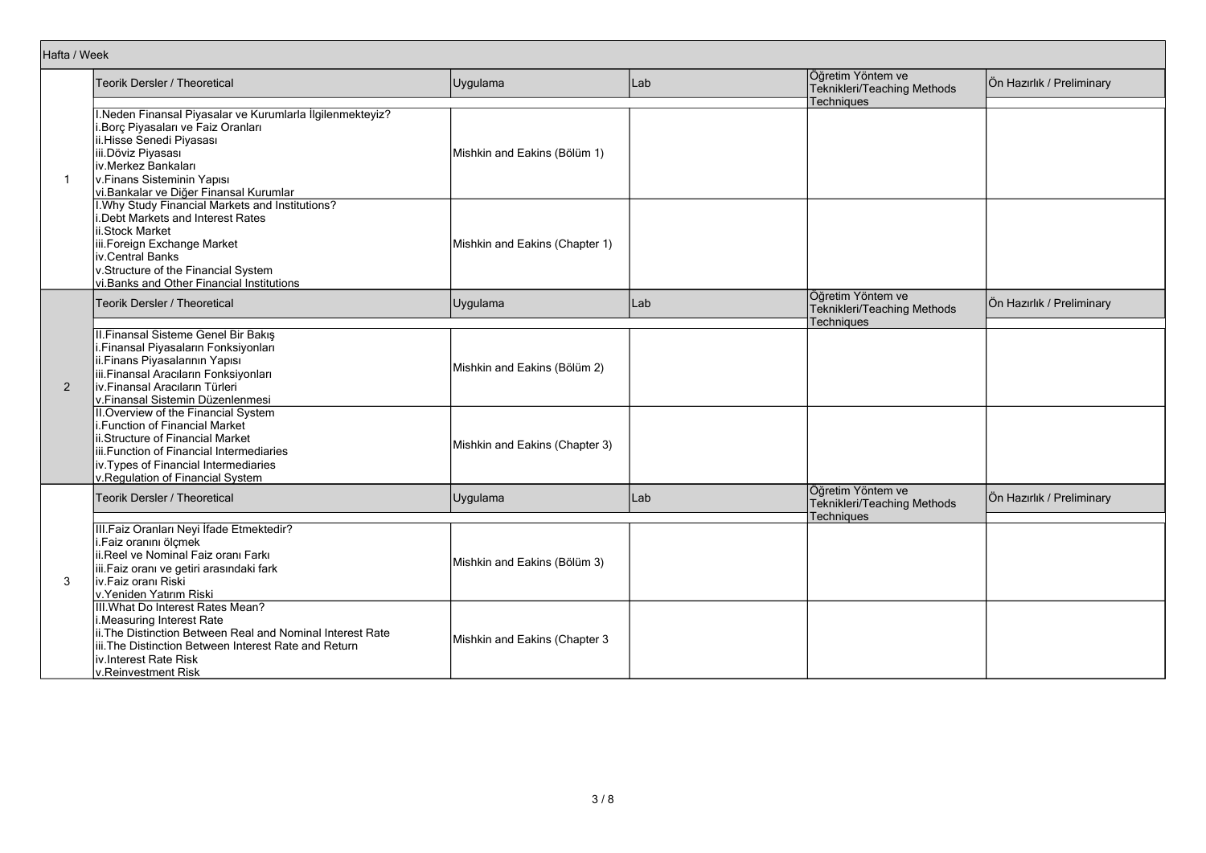| Hafta / Week | Teorik Dersler / Theoretical | Uygulama | Lab | Öğretim Yöntem ve Teknikleri/Teaching Methods Techniques | Ön Hazırlık / Preliminary |
|---|---|---|---|---|---|
| 1 | I.Neden Finansal Piyasalar ve Kurumlarla İlgilenmekteyiz?<br>i.Borç Piyasaları ve Faiz Oranları<br>ii.Hisse Senedi Piyasası<br>iii.Döviz Piyasası<br>iv.Merkez Bankaları<br>v.Finans Sisteminin Yapısı<br>vi.Bankalar ve Diğer Finansal Kurumlar | Mishkin and Eakins (Bölüm 1) | | | |
| | I.Why Study Financial Markets and Institutions?<br>i.Debt Markets and Interest Rates<br>ii.Stock Market<br>iii.Foreign Exchange Market<br>iv.Central Banks<br>v.Structure of the Financial System<br>vi.Banks and Other Financial Institutions | Mishkin and Eakins (Chapter 1) | | | |
| 2 | II.Finansal Sisteme Genel Bir Bakış<br>i.Finansal Piyasaların Fonksiyonları<br>ii.Finans Piyasalarının Yapısı<br>iii.Finansal Aracıların Fonksiyonları<br>iv.Finansal Aracıların Türleri<br>v.Finansal Sistemin Düzenlenmesi | Mishkin and Eakins (Bölüm 2) | | | |
| | II.Overview of the Financial System<br>i.Function of Financial Market<br>ii.Structure of Financial Market<br>iii.Function of Financial Intermediaries<br>iv.Types of Financial Intermediaries<br>v.Regulation of Financial System | Mishkin and Eakins (Chapter 3) | | | |
| 3 | III.Faiz Oranları Neyi İfade Etmektedir?<br>i.Faiz oranını ölçmek<br>ii.Reel ve Nominal Faiz oranı Farkı<br>iii.Faiz oranı ve getiri arasındaki fark<br>iv.Faiz oranı Riski<br>v.Yeniden Yatırım Riski | Mishkin and Eakins (Bölüm 3) | | | |
| | III.What Do Interest Rates Mean?<br>i.Measuring Interest Rate<br>ii.The Distinction Between Real and Nominal Interest Rate<br>iii.The Distinction Between Interest Rate and Return<br>iv.Interest Rate Risk<br>v.Reinvestment Risk | Mishkin and Eakins (Chapter 3 | | | |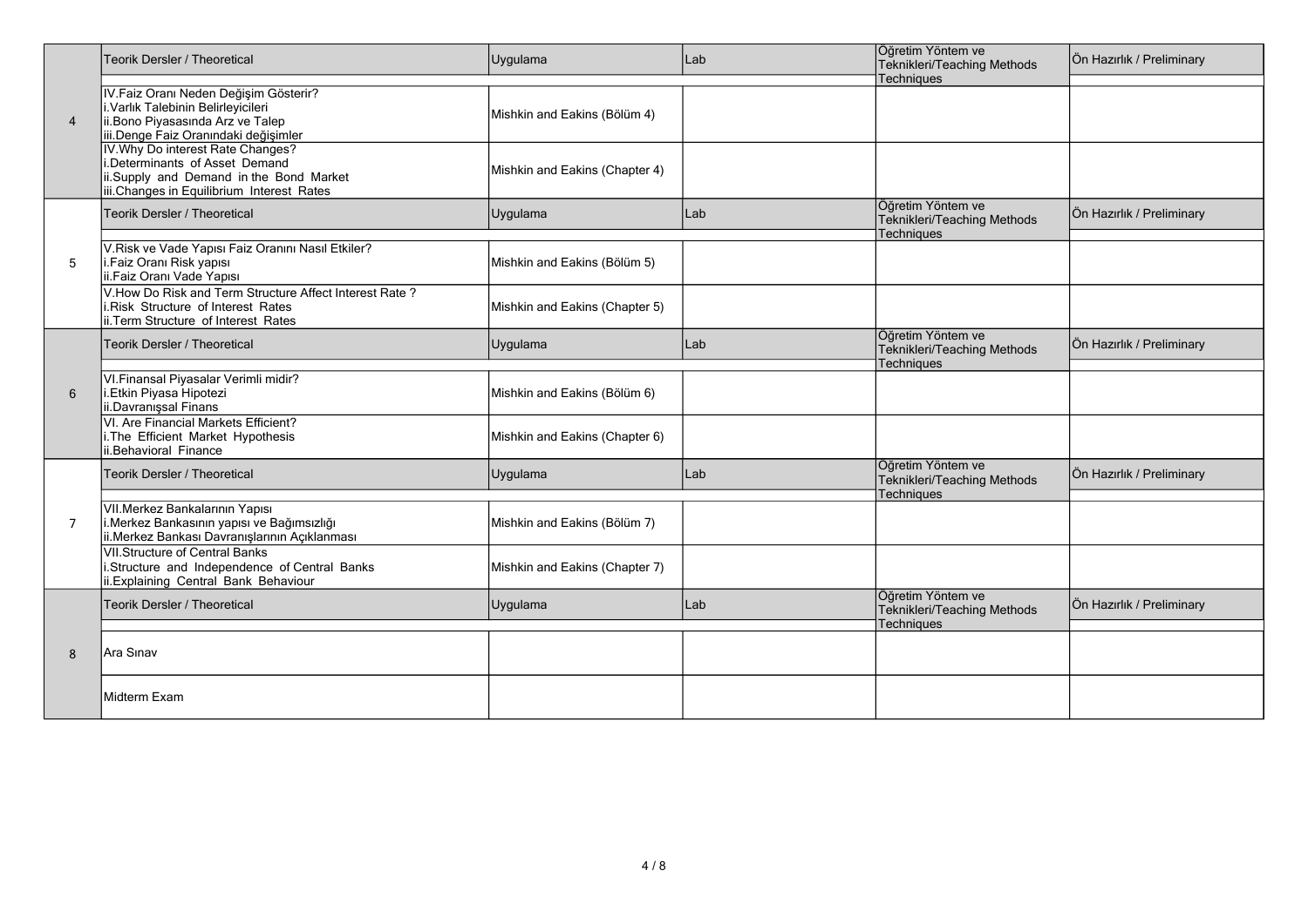| | Teorik Dersler / Theoretical | Uygulama | Lab | Öğretim Yöntem ve Teknikleri/Teaching Methods Techniques | Ön Hazırlık / Preliminary |
|---|---|---|---|---|---|
| 4 | IV.Faiz Oranı Neden Değişim Gösterir?<br>i.Varlık Talebinin Belirleyicileri<br>ii.Bono Piyasasında Arz ve Talep<br>iii.Denge Faiz Oranındaki değişimler | Mishkin and Eakins (Bölüm 4) | | | |
| | IV.Why Do interest Rate Changes?<br>i.Determinants of Asset Demand<br>ii.Supply and Demand in the Bond Market<br>iii.Changes in Equilibrium Interest Rates | Mishkin and Eakins (Chapter 4) | | | |
| | Teorik Dersler / Theoretical | Uygulama | Lab | Öğretim Yöntem ve Teknikleri/Teaching Methods Techniques | Ön Hazırlık / Preliminary |
| 5 | V.Risk ve Vade Yapısı Faiz Oranını Nasıl Etkiler?<br>i.Faiz Oranı Risk yapısı<br>ii.Faiz Oranı Vade Yapısı | Mishkin and Eakins (Bölüm 5) | | | |
| | V.How Do Risk and Term Structure Affect Interest Rate ?<br>i.Risk Structure of Interest Rates<br>ii.Term Structure of Interest Rates | Mishkin and Eakins (Chapter 5) | | | |
| | Teorik Dersler / Theoretical | Uygulama | Lab | Öğretim Yöntem ve Teknikleri/Teaching Methods Techniques | Ön Hazırlık / Preliminary |
| 6 | VI.Finansal Piyasalar Verimli midir?<br>i.Etkin Piyasa Hipotezi<br>ii.Davranışsal Finans | Mishkin and Eakins (Bölüm 6) | | | |
| | VI. Are Financial Markets Efficient?<br>i.The Efficient Market Hypothesis<br>ii.Behavioral Finance | Mishkin and Eakins (Chapter 6) | | | |
| | Teorik Dersler / Theoretical | Uygulama | Lab | Öğretim Yöntem ve Teknikleri/Teaching Methods Techniques | Ön Hazırlık / Preliminary |
| 7 | VII.Merkez Bankalarının Yapısı<br>i.Merkez Bankasının yapısı ve Bağımsızlığı<br>ii.Merkez Bankası Davranışlarının Açıklanması | Mishkin and Eakins (Bölüm 7) | | | |
| | VII.Structure of Central Banks<br>i.Structure and Independence of Central Banks<br>ii.Explaining Central Bank Behaviour | Mishkin and Eakins (Chapter 7) | | | |
| | Teorik Dersler / Theoretical | Uygulama | Lab | Öğretim Yöntem ve Teknikleri/Teaching Methods Techniques | Ön Hazırlık / Preliminary |
| 8 | Ara Sınav | | | | |
| | Midterm Exam | | | | |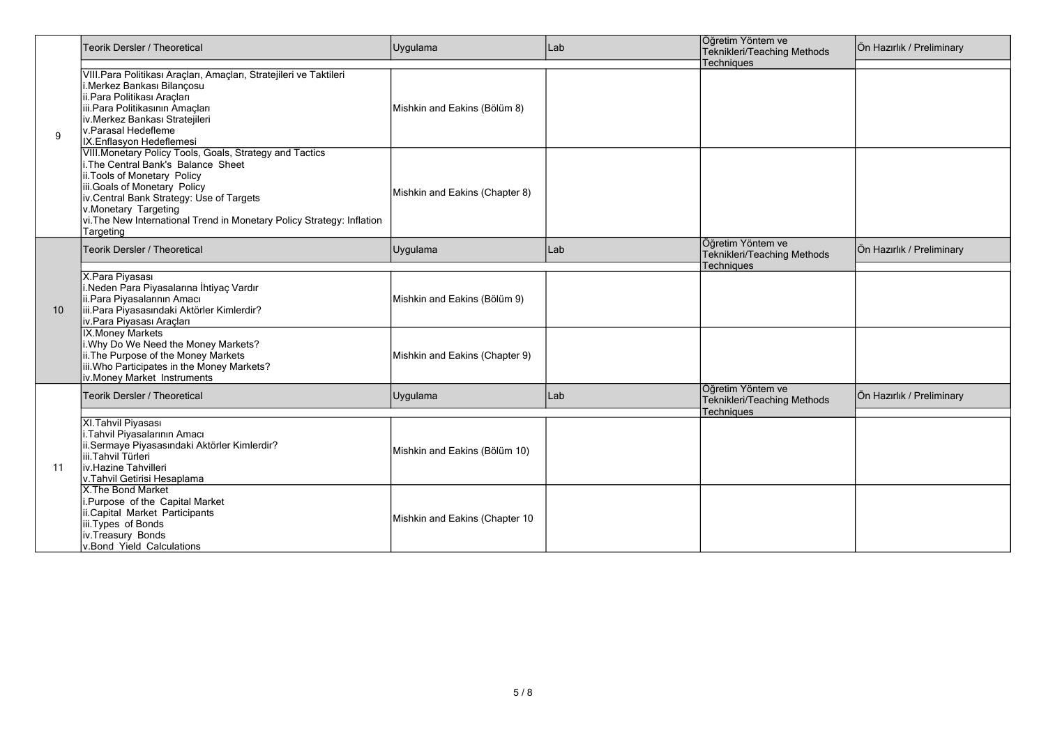| | Teorik Dersler / Theoretical | Uygulama | Lab | Öğretim Yöntem ve Teknikleri/Teaching Methods Techniques | Ön Hazırlık / Preliminary |
|---|---|---|---|---|---|
| 9 | VIII.Para Politikası Araçları, Amaçları, Stratejileri ve Taktileri<br>i.Merkez Bankası Bilançosu<br>ii.Para Politikası Araçları<br>iii.Para Politikasının Amaçları<br>iv.Merkez Bankası Stratejileri<br>v.Parasal Hedefleme<br>IX.Enflasyon Hedeflemesi | Mishkin and Eakins (Bölüm 8) | | | |
| | VIII.Monetary Policy Tools, Goals, Strategy and Tactics<br>i.The Central Bank's Balance Sheet<br>ii.Tools of Monetary Policy<br>iii.Goals of Monetary Policy<br>iv.Central Bank Strategy: Use of Targets<br>v.Monetary Targeting<br>vi.The New International Trend in Monetary Policy Strategy: Inflation Targeting | Mishkin and Eakins (Chapter 8) | | | |
| | Teorik Dersler / Theoretical | Uygulama | Lab | Öğretim Yöntem ve Teknikleri/Teaching Methods Techniques | Ön Hazırlık / Preliminary |
| 10 | X.Para Piyasası<br>i.Neden Para Piyasalarına İhtiyaç Vardır<br>ii.Para Piyasalarının Amacı<br>iii.Para Piyasasındaki Aktörler Kimlerdir?<br>iv.Para Piyasası Araçları | Mishkin and Eakins (Bölüm 9) | | | |
| | IX.Money Markets<br>i.Why Do We Need the Money Markets?<br>ii.The Purpose of the Money Markets<br>iii.Who Participates in the Money Markets?<br>iv.Money Market Instruments | Mishkin and Eakins (Chapter 9) | | | |
| | Teorik Dersler / Theoretical | Uygulama | Lab | Öğretim Yöntem ve Teknikleri/Teaching Methods Techniques | Ön Hazırlık / Preliminary |
| 11 | XI.Tahvil Piyasası<br>i.Tahvil Piyasalarının Amacı<br>ii.Sermaye Piyasasındaki Aktörler Kimlerdir?<br>iii.Tahvil Türleri<br>iv.Hazine Tahvilleri<br>v.Tahvil Getirisi Hesaplama | Mishkin and Eakins (Bölüm 10) | | | |
| | X.The Bond Market<br>i.Purpose of the Capital Market<br>ii.Capital Market Participants<br>iii.Types of Bonds<br>iv.Treasury Bonds<br>v.Bond Yield Calculations | Mishkin and Eakins (Chapter 10 | | | |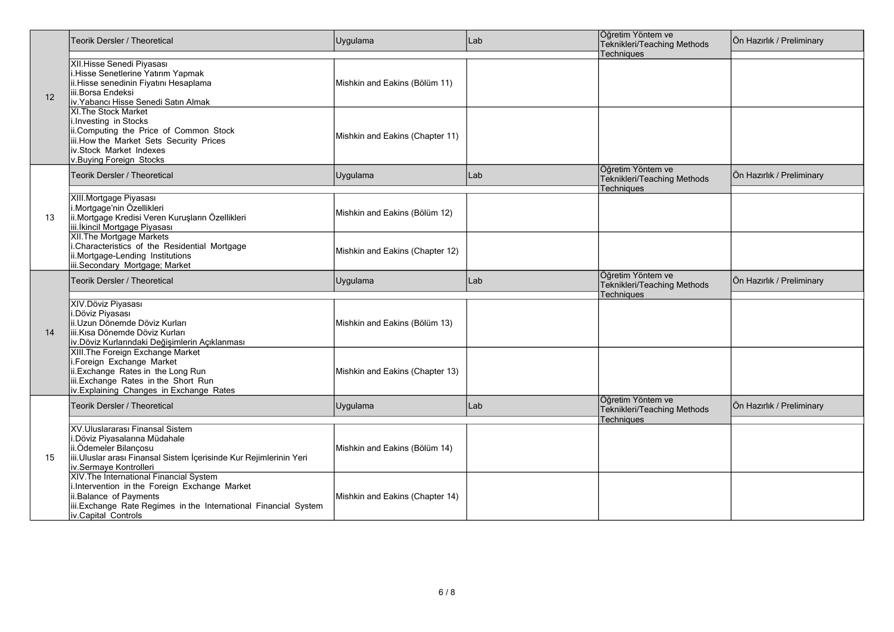| | Teorik Dersler / Theoretical | Uygulama | Lab | Öğretim Yöntem ve Teknikleri/Teaching Methods Techniques | Ön Hazırlık / Preliminary |
|---|---|---|---|---|---|
| 12 | XII.Hisse Senedi Piyasası<br>i.Hisse Senetlerine Yatırım Yapmak<br>ii.Hisse senedinin Fiyatını Hesaplama<br>iii.Borsa Endeksi<br>iv.Yabancı Hisse Senedi Satın Almak | Mishkin and Eakins (Bölüm 11) | | | |
| | XI.The Stock Market<br>i.Investing in Stocks<br>ii.Computing the Price of Common Stock<br>iii.How the Market Sets Security Prices<br>iv.Stock Market Indexes<br>v.Buying Foreign Stocks | Mishkin and Eakins (Chapter 11) | | | |
| | Teorik Dersler / Theoretical | Uygulama | Lab | Öğretim Yöntem ve Teknikleri/Teaching Methods Techniques | Ön Hazırlık / Preliminary |
| 13 | XIII.Mortgage Piyasası<br>i.Mortgage'nin Özellikleri<br>ii.Mortgage Kredisi Veren Kuruşların Özellikleri<br>iii.İkincil Mortgage Piyasası | Mishkin and Eakins (Bölüm 12) | | | |
| | XII.The Mortgage Markets<br>i.Characteristics of the Residential Mortgage<br>ii.Mortgage-Lending Institutions<br>iii.Secondary Mortgage; Market | Mishkin and Eakins (Chapter 12) | | | |
| | Teorik Dersler / Theoretical | Uygulama | Lab | Öğretim Yöntem ve Teknikleri/Teaching Methods Techniques | Ön Hazırlık / Preliminary |
| 14 | XIV.Döviz Piyasası<br>i.Döviz Piyasası<br>ii.Uzun Dönemde Döviz Kurları<br>iii.Kısa Dönemde Döviz Kurları<br>iv.Döviz Kurlarındaki Değişimlerin Açıklanması | Mishkin and Eakins (Bölüm 13) | | | |
| | XIII.The Foreign Exchange Market<br>i.Foreign Exchange Market<br>ii.Exchange Rates in the Long Run<br>iii.Exchange Rates in the Short Run<br>iv.Explaining Changes in Exchange Rates | Mishkin and Eakins (Chapter 13) | | | |
| | Teorik Dersler / Theoretical | Uygulama | Lab | Öğretim Yöntem ve Teknikleri/Teaching Methods Techniques | Ön Hazırlık / Preliminary |
| 15 | XV.Uluslararası Finansal Sistem<br>i.Döviz Piyasalarına Müdahale<br>ii.Ödemeler Bilançosu<br>iii.Uluslar arası Finansal Sistem İçerisinde Kur Rejimlerinin Yeri<br>iv.Sermaye Kontrolleri | Mishkin and Eakins (Bölüm 14) | | | |
| | XIV.The International Financial System<br>i.Intervention in the Foreign Exchange Market<br>ii.Balance of Payments<br>iii.Exchange Rate Regimes in the International Financial System<br>iv.Capital Controls | Mishkin and Eakins (Chapter 14) | | | |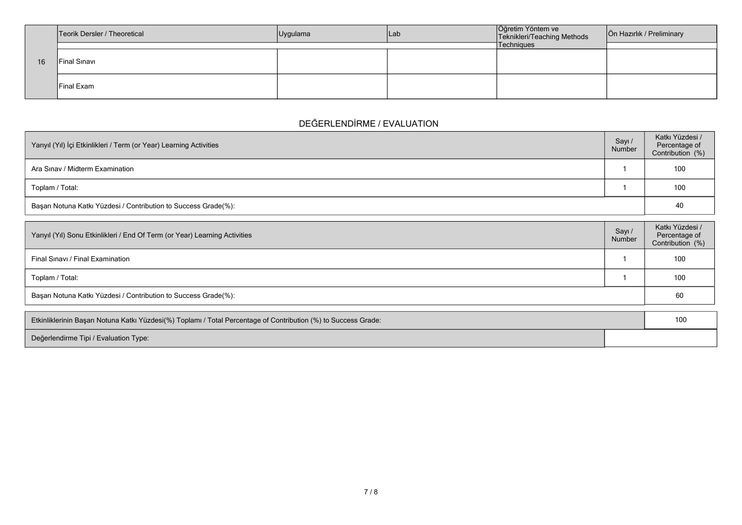| 16 | Teorik Dersler / Theoretical | Uygulama | Lab | Öğretim Yöntem ve Teknikleri/Teaching Methods Techniques | Ön Hazırlık / Preliminary |
|---|---|---|---|---|---|
| | Final Sınavı | | | | |
| | Final Exam | | | | |

## DEĞERLENDİRME / EVALUATION

| Yarıyıl (Yıl) İçi Etkinlikleri / Term (or Year) Learning Activities | Sayı / Number | Katkı Yüzdesi / Percentage of Contribution (%) |
|---|---|---|
| Ara Sınav / Midterm Examination | 1 | 100 |
| Toplam / Total: | 1 | 100 |
| Başarı Notuna Katkı Yüzdesi / Contribution to Success Grade(%): | | 40 |

| Yarıyıl (Yıl) Sonu Etkinlikleri / End Of Term (or Year) Learning Activities | Sayı / Number | Katkı Yüzdesi / Percentage of Contribution (%) |
|---|---|---|
| Final Sınavı / Final Examination | 1 | 100 |
| Toplam / Total: | 1 | 100 |
| Başarı Notuna Katkı Yüzdesi / Contribution to Success Grade(%): | | 60 |

| Etkinliklerinin Başarı Notuna Katkı Yüzdesi(%) Toplamı / Total Percentage of Contribution (%) to Success Grade: | 100 |
|---|---|
| Değerlendirme Tipi / Evaluation Type: | |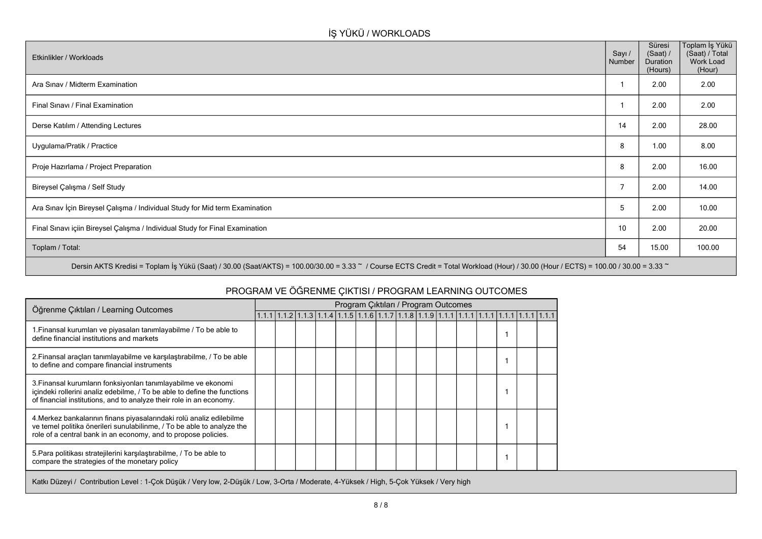## İŞ YÜKÜ / WORKLOADS

| Etkinlikler / Workloads | Sayı / Number | Süresi (Saat) / Duration (Hours) | Toplam İş Yükü (Saat) / Total Work Load (Hour) |
|---|---|---|---|
| Ara Sınav / Midterm Examination | 1 | 2.00 | 2.00 |
| Final Sınavı / Final Examination | 1 | 2.00 | 2.00 |
| Derse Katılım / Attending Lectures | 14 | 2.00 | 28.00 |
| Uygulama/Pratik / Practice | 8 | 1.00 | 8.00 |
| Proje Hazırlama / Project Preparation | 8 | 2.00 | 16.00 |
| Bireysel Çalışma / Self Study | 7 | 2.00 | 14.00 |
| Ara Sınav İçin Bireysel Çalışma / Individual Study for Mid term Examination | 5 | 2.00 | 10.00 |
| Final Sınavı içiin Bireysel Çalışma / Individual Study for Final Examination | 10 | 2.00 | 20.00 |
| Toplam / Total: | 54 | 15.00 | 100.00 |

Dersin AKTS Kredisi = Toplam İş Yükü (Saat) / 30.00 (Saat/AKTS) = 100.00/30.00 = 3.33 ~ / Course ECTS Credit = Total Workload (Hour) / 30.00 (Hour / ECTS) = 100.00 / 30.00 = 3.33 ~

## PROGRAM VE ÖĞRENME ÇIKTISI / PROGRAM LEARNING OUTCOMES

| Öğrenme Çıktıları / Learning Outcomes | Program Çıktıları / Program Outcomes | | | | | | | | | | | | | | |
|---|---|---|---|---|---|---|---|---|---|---|---|---|---|---|---|
| | 1.1.1 | 1.1.2 | 1.1.3 | 1.1.4 | 1.1.5 | 1.1.6 | 1.1.7 | 1.1.8 | 1.1.9 | 1.1.1 | 1.1.1 | 1.1.1 | 1.1.1 | 1.1.1 | 1.1.1 |
| 1.Finansal kurumları ve piyasaları tanımlayabilme / To be able to define financial institutions and markets | | | | | | | | | | | | | 1 | | |
| 2.Finansal araçları tanımlayabilme ve karşılaştırabilme, / To be able to define and compare financial instruments | | | | | | | | | | | | | 1 | | |
| 3.Finansal kurumların fonksiyonları tanımlayabilme ve ekonomi içindeki rollerini analiz edebilme, / To be able to define the functions of financial institutions, and to analyze their role in an economy. | | | | | | | | | | | | | 1 | | |
| 4.Merkez bankalarının finans piyasalarındaki rolü analiz edilebilme ve temel politika önerileri sunulabilinme, / To be able to analyze the role of a central bank in an economy, and to propose policies. | | | | | | | | | | | | | 1 | | |
| 5.Para politikası stratejilerini karşılaştırabilme, / To be able to compare the strategies of the monetary policy | | | | | | | | | | | | | 1 | | |

Katkı Düzeyi / Contribution Level : 1-Çok Düşük / Very low, 2-Düşük / Low, 3-Orta / Moderate, 4-Yüksek / High, 5-Çok Yüksek / Very high